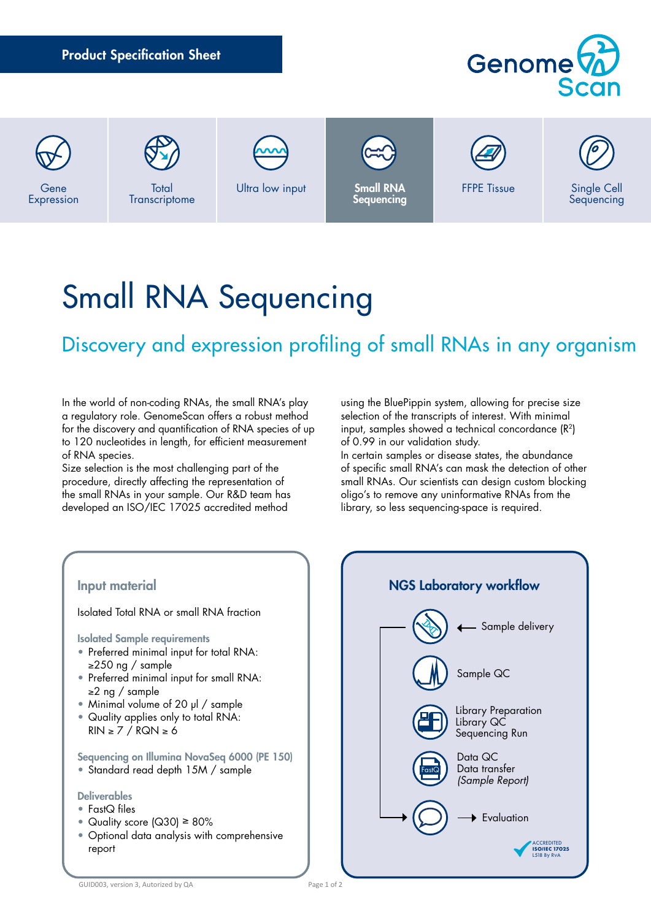**Product Specification Sheet**

Gene Expression | Total Transcriptome | Ultra low input | **Small RNA Sequencing** | FFPE Tissue | Single Cell Sequencing

# Small RNA Sequencing

## Discovery and expression profiling of small RNAs in any organism

In the world of non-coding RNAs, the small RNA's play a regulatory role. GenomeScan offers a robust method for the discovery and quantification of RNA species of up to 120 nucleotides in length, for efficient measurement of RNA species.
Size selection is the most challenging part of the procedure, directly affecting the representation of the small RNAs in your sample. Our R&D team has developed an ISO/IEC 17025 accredited method using the BluePippin system, allowing for precise size selection of the transcripts of interest. With minimal input, samples showed a technical concordance ($R^2$) of 0.99 in our validation study.
In certain samples or disease states, the abundance of specific small RNA's can mask the detection of other small RNAs. Our scientists can design custom blocking oligo's to remove any uninformative RNAs from the library, so less sequencing-space is required.

### Input material

Isolated Total RNA or small RNA fraction

**Isolated Sample requirements**

- Preferred minimal input for total RNA: ≥250 ng / sample
- Preferred minimal input for small RNA: ≥2 ng / sample
- Minimal volume of 20 μl / sample
- Quality applies only to total RNA: RIN ≥ 7 / RQN ≥ 6

**Sequencing on Illumina NovaSeq 6000 (PE 150)**

- Standard read depth 15M / sample

**Deliverables**

- FastQ files
- Quality score (Q30) ≥ 80%
- Optional data analysis with comprehensive report

### NGS Laboratory workflow

- ← Sample delivery
- Sample QC
- Library Preparation, Library QC, Sequencing Run
- Data QC, Data transfer *(Sample Report)*
- → Evaluation

ACCREDITED ISO/IEC 17025 L518 By RvA

GUID003, version 3, Autorized by QA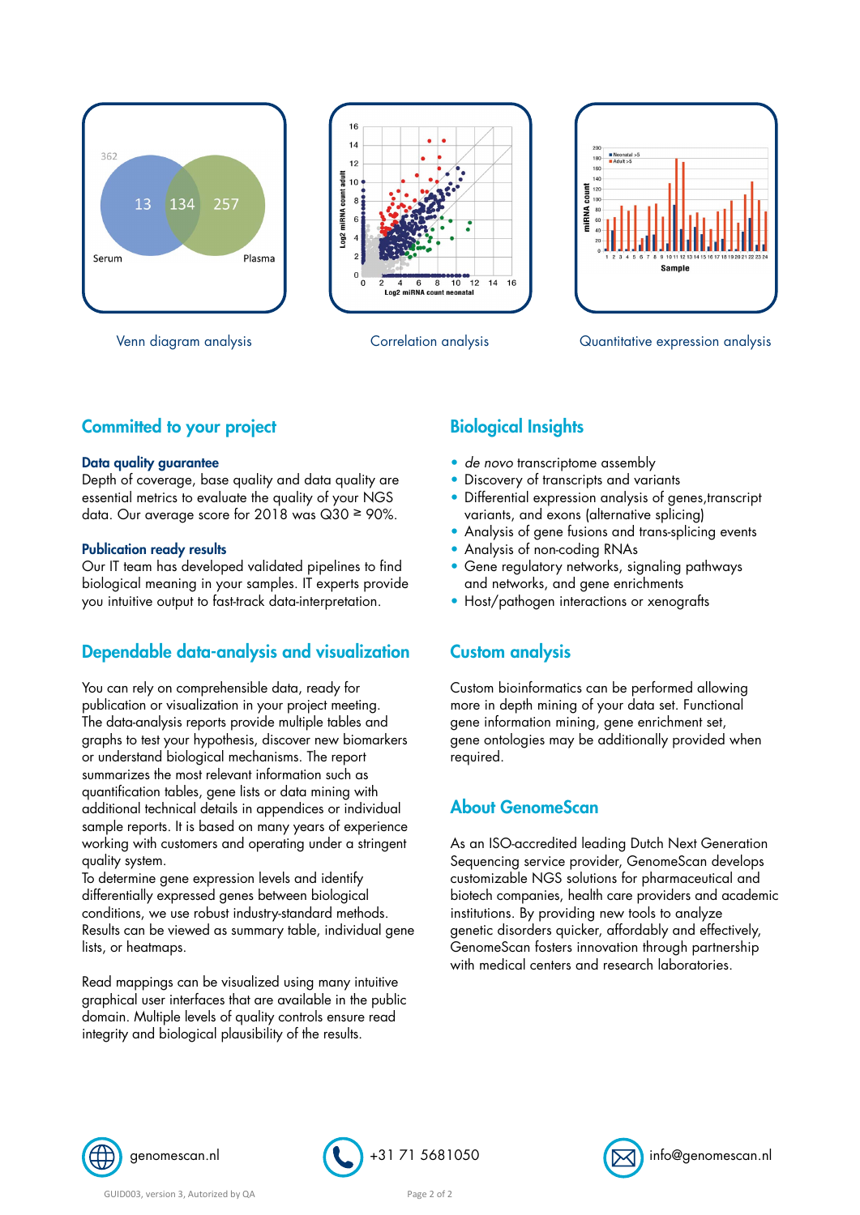362

13 134 257

Serum

Plasma

Venn diagram analysis

16
14
12
10
8
6
4
2
0

Log2 miRNA count adult

0 2 4 6 8 10 12 14 16

Log2 miRNA count neonatal

Correlation analysis

200
180
160
140
120
100
80
60
40
20
0

Neonatal >5
Adult >5

miRNA count

1 2 3 4 5 6 7 8 9 10 11 12 13 14 15 16 17 18 19 20 21 22 23 24

Sample

Quantitative expression analysis

## Committed to your project

### Data quality guarantee

Depth of coverage, base quality and data quality are essential metrics to evaluate the quality of your NGS data. Our average score for 2018 was Q30 ≥ 90%.

### Publication ready results

Our IT team has developed validated pipelines to find biological meaning in your samples. IT experts provide you intuitive output to fast-track data-interpretation.

## Dependable data-analysis and visualization

You can rely on comprehensible data, ready for publication or visualization in your project meeting. The data-analysis reports provide multiple tables and graphs to test your hypothesis, discover new biomarkers or understand biological mechanisms. The report summarizes the most relevant information such as quantification tables, gene lists or data mining with additional technical details in appendices or individual sample reports. It is based on many years of experience working with customers and operating under a stringent quality system.
To determine gene expression levels and identify differentially expressed genes between biological conditions, we use robust industry-standard methods. Results can be viewed as summary table, individual gene lists, or heatmaps.

Read mappings can be visualized using many intuitive graphical user interfaces that are available in the public domain. Multiple levels of quality controls ensure read integrity and biological plausibility of the results.

## Biological Insights

- *de novo* transcriptome assembly
- Discovery of transcripts and variants
- Differential expression analysis of genes,transcript variants, and exons (alternative splicing)
- Analysis of gene fusions and trans-splicing events
- Analysis of non-coding RNAs
- Gene regulatory networks, signaling pathways and networks, and gene enrichments
- Host/pathogen interactions or xenografts

## Custom analysis

Custom bioinformatics can be performed allowing more in depth mining of your data set. Functional gene information mining, gene enrichment set, gene ontologies may be additionally provided when required.

## About GenomeScan

As an ISO-accredited leading Dutch Next Generation Sequencing service provider, GenomeScan develops customizable NGS solutions for pharmaceutical and biotech companies, health care providers and academic institutions. By providing new tools to analyze genetic disorders quicker, affordably and effectively, GenomeScan fosters innovation through partnership with medical centers and research laboratories.

genomescan.nl

+31 71 5681050

info@genomescan.nl

GUID003, version 3, Autorized by QA